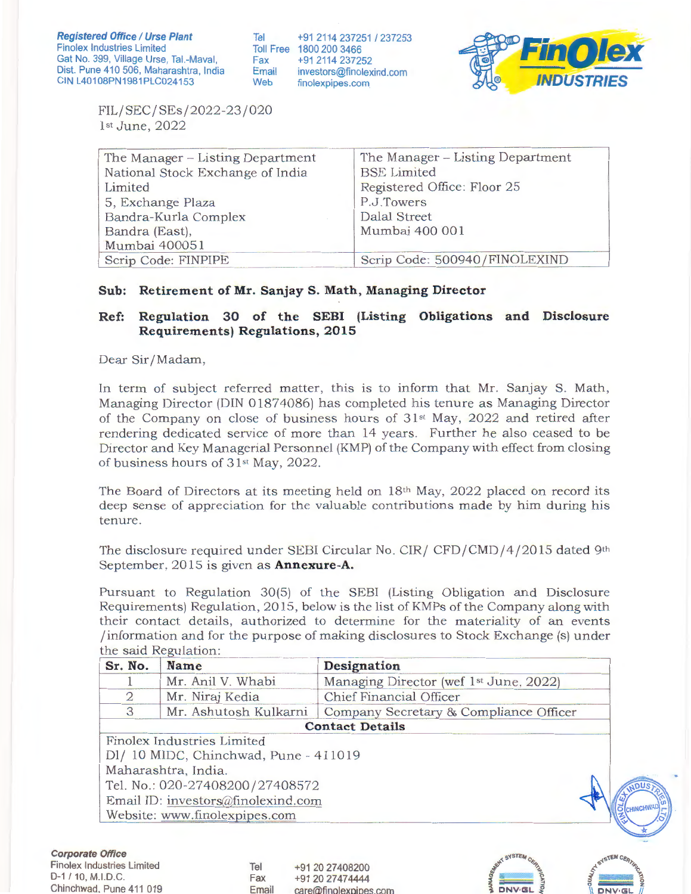**Registered Office / Urse Plant**
Finolex Industries Limited
Gat No. 399, Village Urse, Tal.-Maval,
Dist. Pune 410 506, Maharashtra, India
CIN L40108PN1981PLC024153

Tel +91 2114 237251 / 237253
Toll Free 1800 200 3466
Fax +91 2114 237252
Email investors@finolexind.com
Web finolexpipes.com

FIL/SEC/SEs/2022-23/020
1st June, 2022

| The Manager – Listing Department<br>National Stock Exchange of India Limited<br>5, Exchange Plaza<br>Bandra-Kurla Complex<br>Bandra (East),<br>Mumbai 400051 | The Manager – Listing Department<br>BSE Limited<br>Registered Office: Floor 25<br>P.J.Towers<br>Dalal Street<br>Mumbai 400 001 |
|---|---|
| Scrip Code: FINPIPE | Scrip Code: 500940/FINOLEXIND |

**Sub: Retirement of Mr. Sanjay S. Math, Managing Director**

**Ref: Regulation 30 of the SEBI (Listing Obligations and Disclosure Requirements) Regulations, 2015**

Dear Sir/Madam,

In term of subject referred matter, this is to inform that Mr. Sanjay S. Math, Managing Director (DIN 01874086) has completed his tenure as Managing Director of the Company on close of business hours of 31st May, 2022 and retired after rendering dedicated service of more than 14 years. Further he also ceased to be Director and Key Managerial Personnel (KMP) of the Company with effect from closing of business hours of 31st May, 2022.

The Board of Directors at its meeting held on 18th May, 2022 placed on record its deep sense of appreciation for the valuable contributions made by him during his tenure.

The disclosure required under SEBI Circular No. CIR/ CFD/CMD/4/2015 dated 9th September, 2015 is given as **Annexure-A.**

Pursuant to Regulation 30(5) of the SEBI (Listing Obligation and Disclosure Requirements) Regulation, 2015, below is the list of KMPs of the Company along with their contact details, authorized to determine for the materiality of an events /information and for the purpose of making disclosures to Stock Exchange (s) under the said Regulation:

| Sr. No. | Name | Designation |
|---|---|---|
| 1 | Mr. Anil V. Whabi | Managing Director (wef 1st June, 2022) |
| 2 | Mr. Niraj Kedia | Chief Financial Officer |
| 3 | Mr. Ashutosh Kulkarni | Company Secretary & Compliance Officer |
| **Contact Details** | | |
| Finolex Industries Limited<br>DI/ 10 MIDC, Chinchwad, Pune - 411019<br>Maharashtra, India.<br>Tel. No.: 020-27408200/27408572<br>Email ID: investors@finolexind.com<br>Website: www.finolexpipes.com | | |

**Corporate Office**
Finolex Industries Limited
D-1 / 10, M.I.D.C.
Chinchwad, Pune 411 019

Tel +91 20 27408200
Fax +91 20 27474444
Email care@finolexpipes.com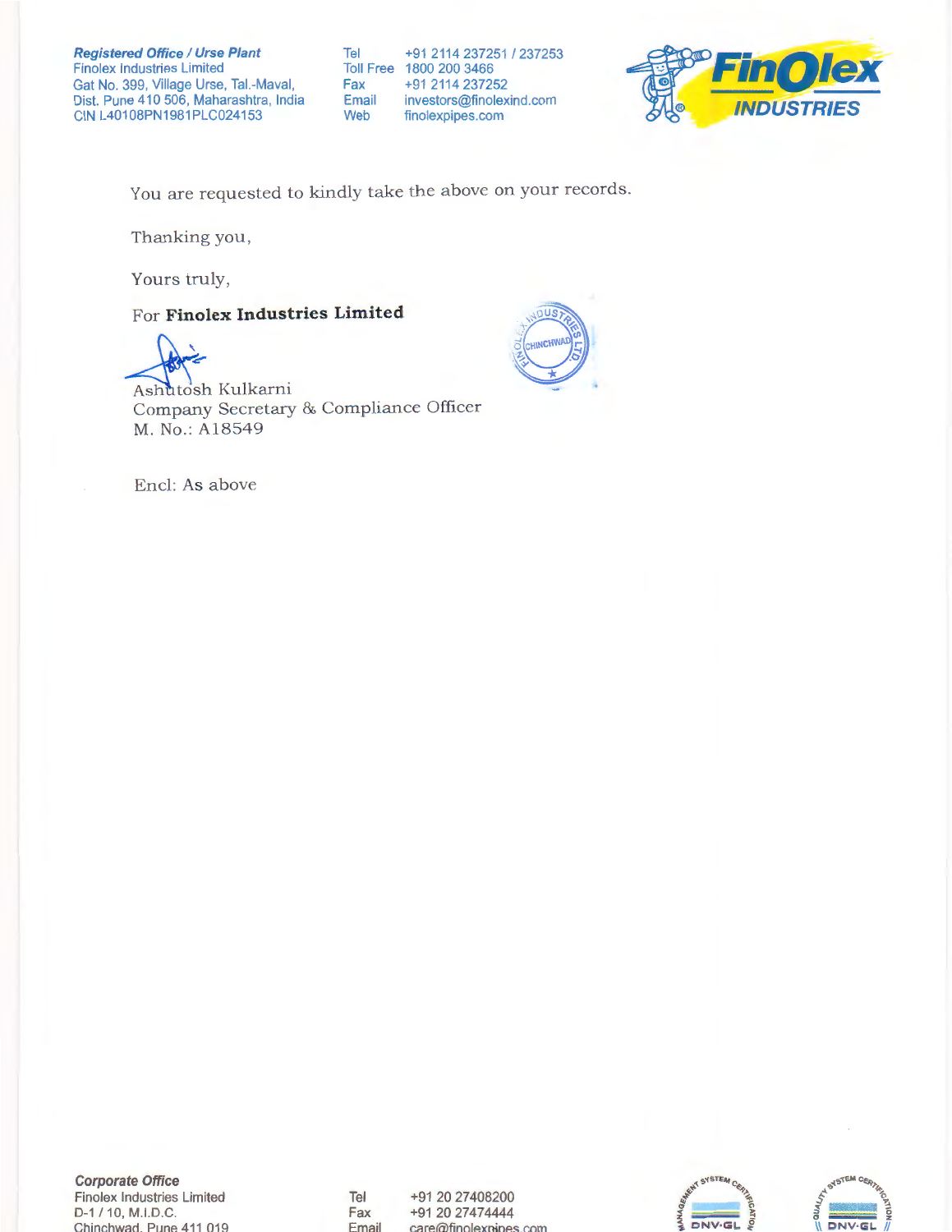You are requested to kindly take the above on your records.

Thanking you,

Yours truly,

For **Finolex Industries Limited**

Ashutosh Kulkarni
Company Secretary & Compliance Officer
M. No.: A18549

Encl: As above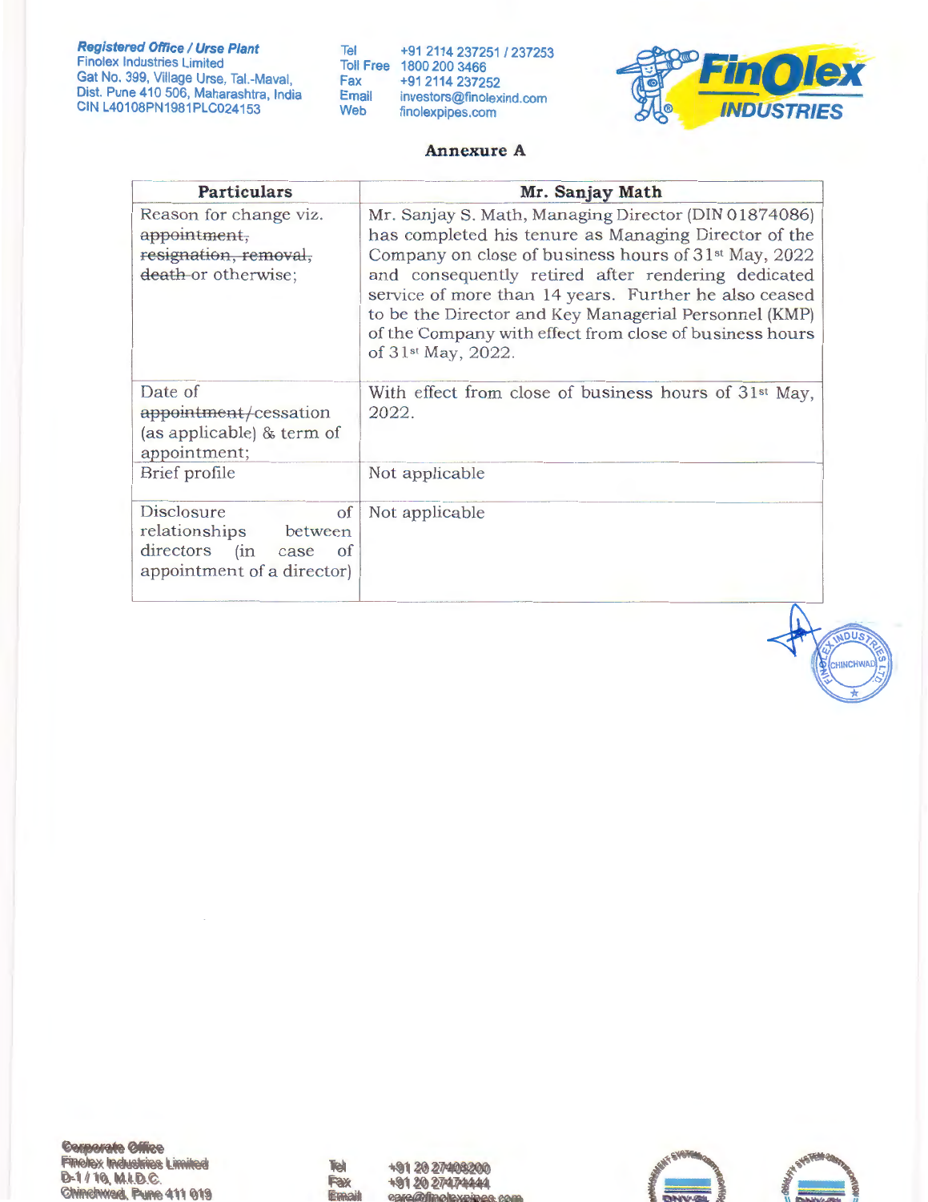**Registered Office / Urse Plant**
Finolex Industries Limited
Gat No. 399, Village Urse, Tal.-Maval,
Dist. Pune 410 506, Maharashtra, India
CIN L40108PN1981PLC024153

Tel +91 2114 237251 / 237253
Toll Free 1800 200 3466
Fax +91 2114 237252
Email investors@finolexind.com
Web finolexpipes.com

**Annexure A**

| Particulars | Mr. Sanjay Math |
|---|---|
| Reason for change viz. ~~appointment, resignation, removal, death~~ or otherwise; | Mr. Sanjay S. Math, Managing Director (DIN 01874086) has completed his tenure as Managing Director of the Company on close of business hours of 31st May, 2022 and consequently retired after rendering dedicated service of more than 14 years. Further he also ceased to be the Director and Key Managerial Personnel (KMP) of the Company with effect from close of business hours of 31st May, 2022. |
| Date of ~~appointment/~~cessation (as applicable) & term of appointment; | With effect from close of business hours of 31st May, 2022. |
| Brief profile | Not applicable |
| Disclosure of relationships between directors (in case of appointment of a director) | Not applicable |

**Corporate Office**
Finolex Industries Limited
D-1 / 10, M.I.D.C.
Chinchwad, Pune 411 019

Tel +91 20 27408200
Fax +91 20 27474444
Email care@finolexpipes.com